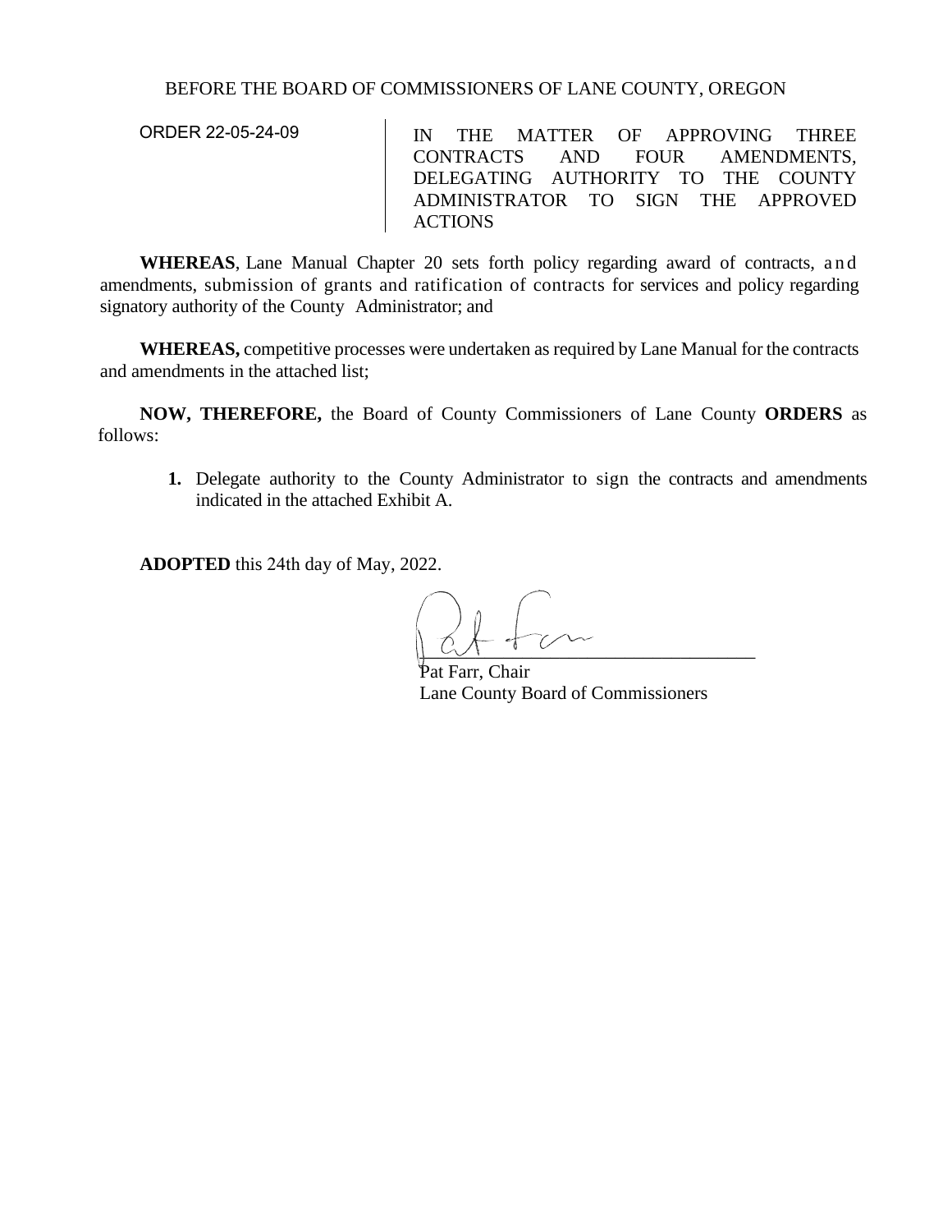BEFORE THE BOARD OF COMMISSIONERS OF LANE COUNTY, OREGON

ORDER 22-05-24-09

IN THE MATTER OF APPROVING THREE CONTRACTS AND FOUR AMENDMENTS, DELEGATING AUTHORITY TO THE COUNTY ADMINISTRATOR TO SIGN THE APPROVED ACTIONS

**WHEREAS**, Lane Manual Chapter 20 sets forth policy regarding award of contracts, and amendments, submission of grants and ratification of contracts for services and policy regarding signatory authority of the County Administrator; and

**WHEREAS,** competitive processes were undertaken as required by Lane Manual for the contracts and amendments in the attached list;

**NOW, THEREFORE,** the Board of County Commissioners of Lane County **ORDERS** as follows:

1. Delegate authority to the County Administrator to sign the contracts and amendments indicated in the attached Exhibit A.

**ADOPTED** this 24th day of May, 2022.

Pat Farr, Chair
Lane County Board of Commissioners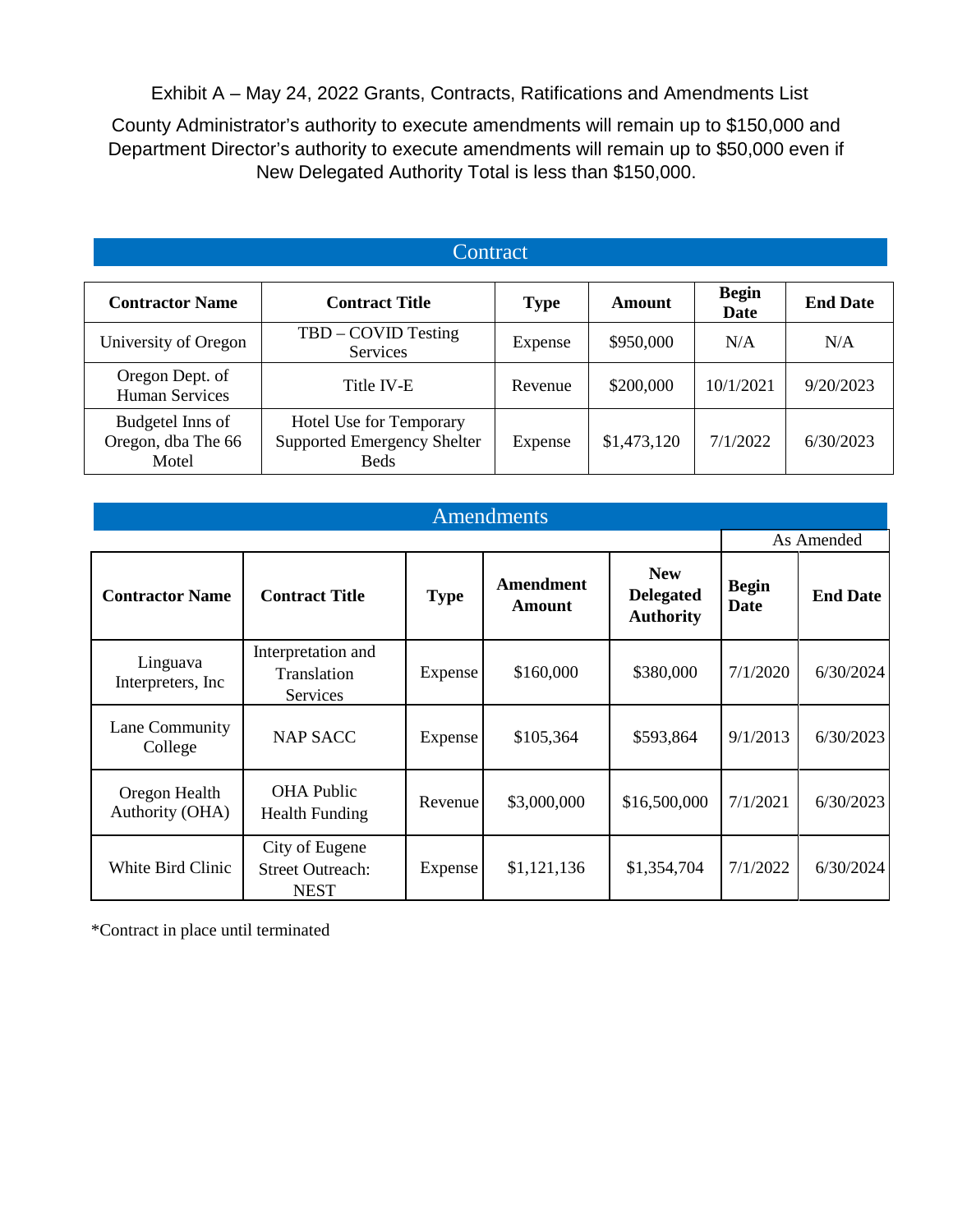Exhibit A – May 24, 2022 Grants, Contracts, Ratifications and Amendments List

County Administrator's authority to execute amendments will remain up to $150,000 and Department Director's authority to execute amendments will remain up to $50,000 even if New Delegated Authority Total is less than $150,000.

## Contract

| Contractor Name | Contract Title | Type | Amount | Begin Date | End Date |
|---|---|---|---|---|---|
| University of Oregon | TBD – COVID Testing Services | Expense | $950,000 | N/A | N/A |
| Oregon Dept. of Human Services | Title IV-E | Revenue | $200,000 | 10/1/2021 | 9/20/2023 |
| Budgetel Inns of Oregon, dba The 66 Motel | Hotel Use for Temporary Supported Emergency Shelter Beds | Expense | $1,473,120 | 7/1/2022 | 6/30/2023 |

## Amendments

| | | | | | As Amended | |
|---|---|---|---|---|---|---|
| **Contractor Name** | **Contract Title** | **Type** | **Amendment Amount** | **New Delegated Authority** | **Begin Date** | **End Date** |
| Linguava Interpreters, Inc | Interpretation and Translation Services | Expense | $160,000 | $380,000 | 7/1/2020 | 6/30/2024 |
| Lane Community College | NAP SACC | Expense | $105,364 | $593,864 | 9/1/2013 | 6/30/2023 |
| Oregon Health Authority (OHA) | OHA Public Health Funding | Revenue | $3,000,000 | $16,500,000 | 7/1/2021 | 6/30/2023 |
| White Bird Clinic | City of Eugene Street Outreach: NEST | Expense | $1,121,136 | $1,354,704 | 7/1/2022 | 6/30/2024 |

*Contract in place until terminated